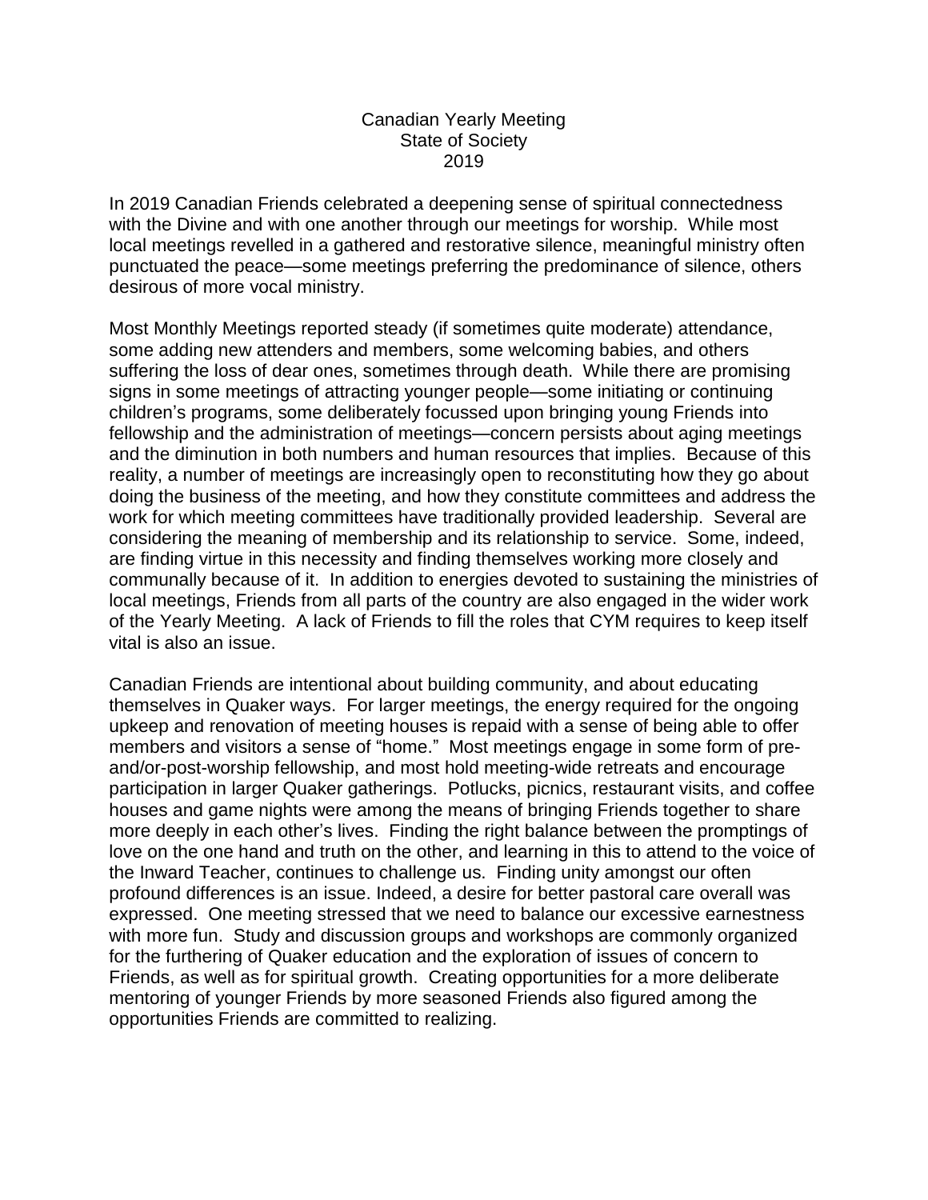# Canadian Yearly Meeting
## State of Society
## 2019

In 2019 Canadian Friends celebrated a deepening sense of spiritual connectedness with the Divine and with one another through our meetings for worship. While most local meetings revelled in a gathered and restorative silence, meaningful ministry often punctuated the peace—some meetings preferring the predominance of silence, others desirous of more vocal ministry.

Most Monthly Meetings reported steady (if sometimes quite moderate) attendance, some adding new attenders and members, some welcoming babies, and others suffering the loss of dear ones, sometimes through death. While there are promising signs in some meetings of attracting younger people—some initiating or continuing children's programs, some deliberately focussed upon bringing young Friends into fellowship and the administration of meetings—concern persists about aging meetings and the diminution in both numbers and human resources that implies. Because of this reality, a number of meetings are increasingly open to reconstituting how they go about doing the business of the meeting, and how they constitute committees and address the work for which meeting committees have traditionally provided leadership. Several are considering the meaning of membership and its relationship to service. Some, indeed, are finding virtue in this necessity and finding themselves working more closely and communally because of it. In addition to energies devoted to sustaining the ministries of local meetings, Friends from all parts of the country are also engaged in the wider work of the Yearly Meeting. A lack of Friends to fill the roles that CYM requires to keep itself vital is also an issue.

Canadian Friends are intentional about building community, and about educating themselves in Quaker ways. For larger meetings, the energy required for the ongoing upkeep and renovation of meeting houses is repaid with a sense of being able to offer members and visitors a sense of "home." Most meetings engage in some form of pre-and/or-post-worship fellowship, and most hold meeting-wide retreats and encourage participation in larger Quaker gatherings. Potlucks, picnics, restaurant visits, and coffee houses and game nights were among the means of bringing Friends together to share more deeply in each other's lives. Finding the right balance between the promptings of love on the one hand and truth on the other, and learning in this to attend to the voice of the Inward Teacher, continues to challenge us. Finding unity amongst our often profound differences is an issue. Indeed, a desire for better pastoral care overall was expressed. One meeting stressed that we need to balance our excessive earnestness with more fun. Study and discussion groups and workshops are commonly organized for the furthering of Quaker education and the exploration of issues of concern to Friends, as well as for spiritual growth. Creating opportunities for a more deliberate mentoring of younger Friends by more seasoned Friends also figured among the opportunities Friends are committed to realizing.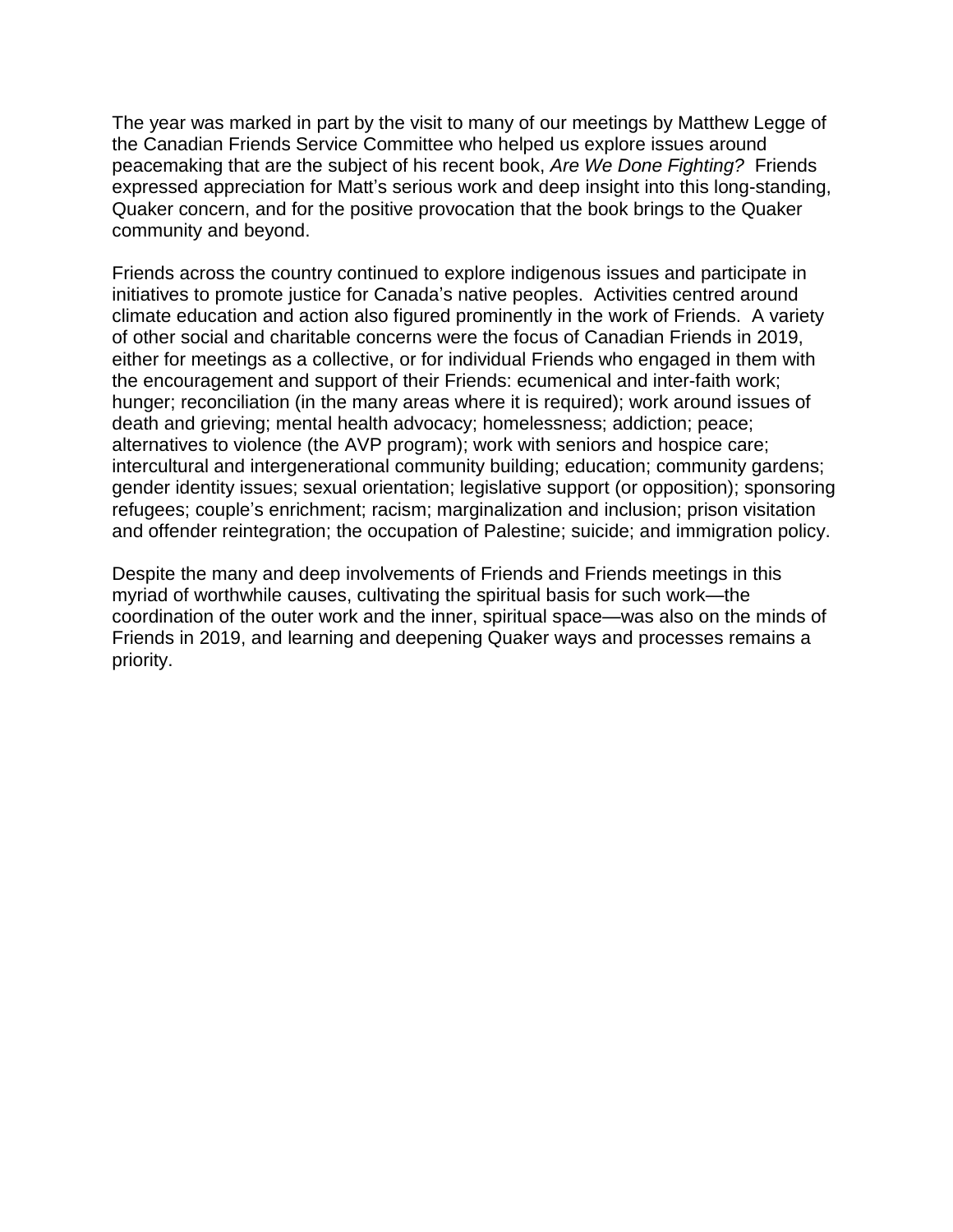The year was marked in part by the visit to many of our meetings by Matthew Legge of the Canadian Friends Service Committee who helped us explore issues around peacemaking that are the subject of his recent book, *Are We Done Fighting?* Friends expressed appreciation for Matt's serious work and deep insight into this long-standing, Quaker concern, and for the positive provocation that the book brings to the Quaker community and beyond.

Friends across the country continued to explore indigenous issues and participate in initiatives to promote justice for Canada's native peoples. Activities centred around climate education and action also figured prominently in the work of Friends. A variety of other social and charitable concerns were the focus of Canadian Friends in 2019, either for meetings as a collective, or for individual Friends who engaged in them with the encouragement and support of their Friends: ecumenical and inter-faith work; hunger; reconciliation (in the many areas where it is required); work around issues of death and grieving; mental health advocacy; homelessness; addiction; peace; alternatives to violence (the AVP program); work with seniors and hospice care; intercultural and intergenerational community building; education; community gardens; gender identity issues; sexual orientation; legislative support (or opposition); sponsoring refugees; couple's enrichment; racism; marginalization and inclusion; prison visitation and offender reintegration; the occupation of Palestine; suicide; and immigration policy.

Despite the many and deep involvements of Friends and Friends meetings in this myriad of worthwhile causes, cultivating the spiritual basis for such work—the coordination of the outer work and the inner, spiritual space—was also on the minds of Friends in 2019, and learning and deepening Quaker ways and processes remains a priority.